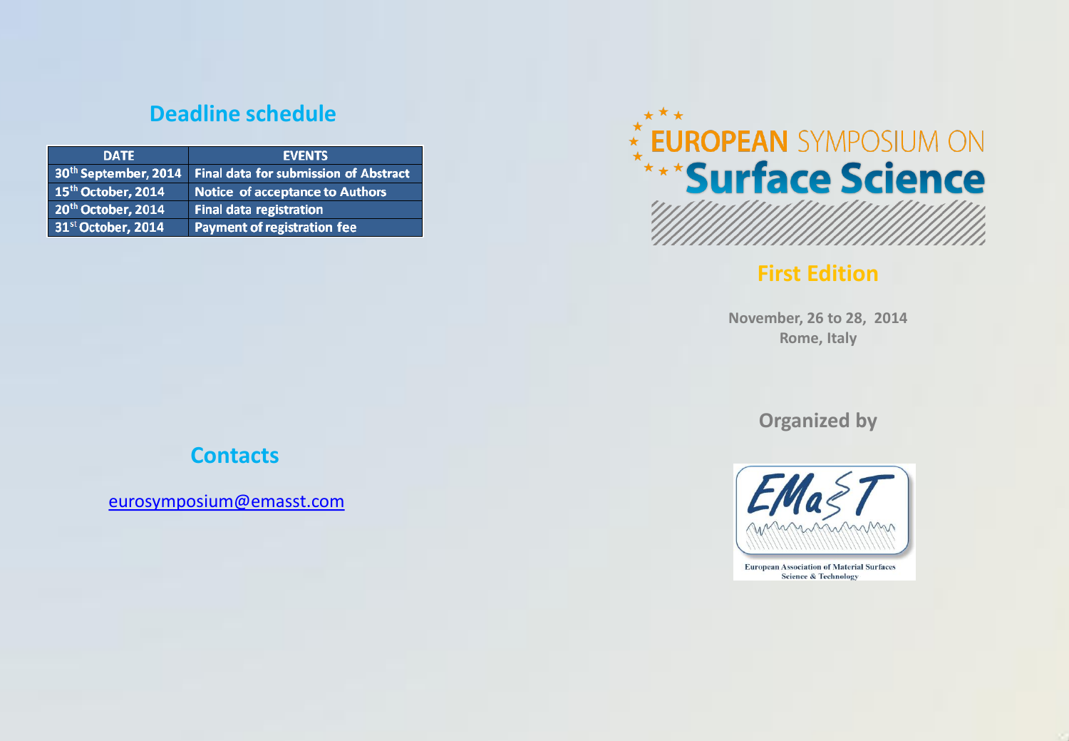## Deadline schedule

| DATE | EVENTS |
|---|---|
| 30th September, 2014 | Final data for submission of Abstract |
| 15th October, 2014 | Notice of acceptance to Authors |
| 20th October, 2014 | Final data registration |
| 31st October, 2014 | Payment of registration fee |

## Contacts

eurosymposium@emasst.com

# EUROPEAN SYMPOSIUM ON Surface Science

## First Edition

**November, 26 to 28, 2014**
**Rome, Italy**

## Organized by

EMaST

European Association of Material Surfaces Science & Technology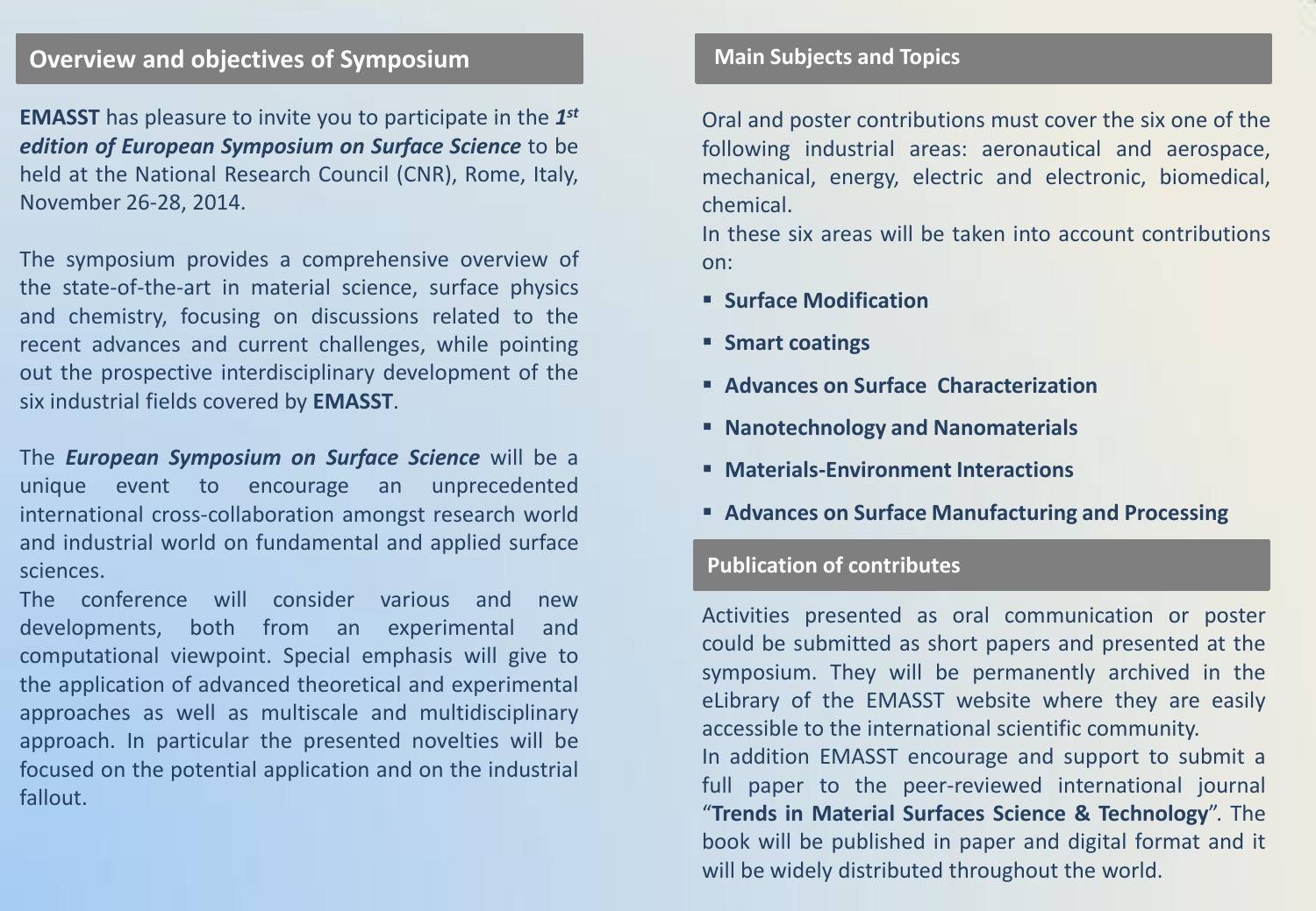## Overview and objectives of Symposium

**EMASST** has pleasure to invite you to participate in the ***1st edition of European Symposium on Surface Science*** to be held at the National Research Council (CNR), Rome, Italy, November 26-28, 2014.

The symposium provides a comprehensive overview of the state-of-the-art in material science, surface physics and chemistry, focusing on discussions related to the recent advances and current challenges, while pointing out the prospective interdisciplinary development of the six industrial fields covered by **EMASST**.

The ***European Symposium on Surface Science*** will be a unique event to encourage an unprecedented international cross-collaboration amongst research world and industrial world on fundamental and applied surface sciences.

The conference will consider various and new developments, both from an experimental and computational viewpoint. Special emphasis will give to the application of advanced theoretical and experimental approaches as well as multiscale and multidisciplinary approach. In particular the presented novelties will be focused on the potential application and on the industrial fallout.

## Main Subjects and Topics

Oral and poster contributions must cover the six one of the following industrial areas: aeronautical and aerospace, mechanical, energy, electric and electronic, biomedical, chemical.

In these six areas will be taken into account contributions on:

- **Surface Modification**
- **Smart coatings**
- **Advances on Surface Characterization**
- **Nanotechnology and Nanomaterials**
- **Materials-Environment Interactions**
- **Advances on Surface Manufacturing and Processing**

## Publication of contributes

Activities presented as oral communication or poster could be submitted as short papers and presented at the symposium. They will be permanently archived in the eLibrary of the EMASST website where they are easily accessible to the international scientific community.

In addition EMASST encourage and support to submit a full paper to the peer-reviewed international journal "**Trends in Material Surfaces Science & Technology**". The book will be published in paper and digital format and it will be widely distributed throughout the world.